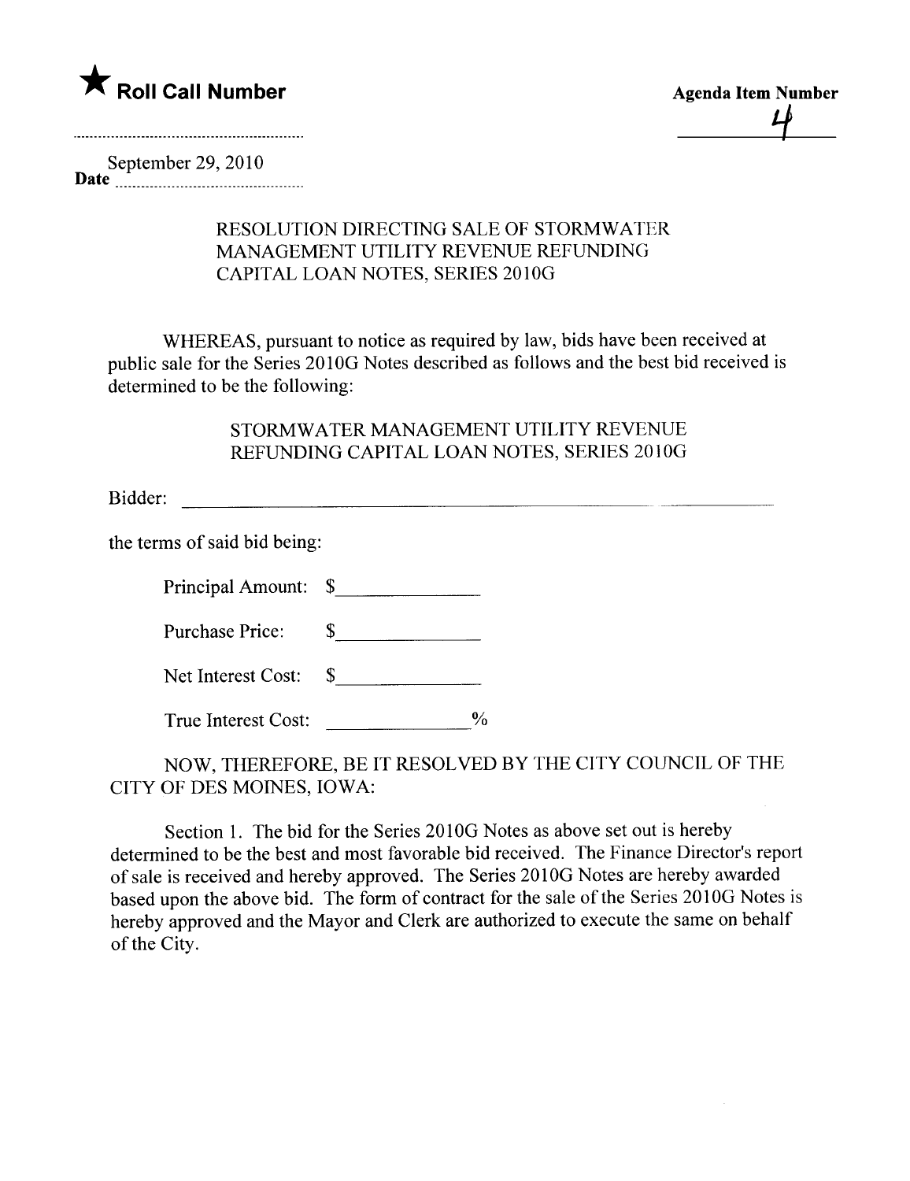★ **Roll Call Number**

**Agenda Item Number**

4

**Date** September 29, 2010

RESOLUTION DIRECTING SALE OF STORMWATER MANAGEMENT UTILITY REVENUE REFUNDING CAPITAL LOAN NOTES, SERIES 2010G

WHEREAS, pursuant to notice as required by law, bids have been received at public sale for the Series 2010G Notes described as follows and the best bid received is determined to be the following:

STORMWATER MANAGEMENT UTILITY REVENUE REFUNDING CAPITAL LOAN NOTES, SERIES 2010G

Bidder: ______________________________

the terms of said bid being:

Principal Amount: $______________

Purchase Price: $______________

Net Interest Cost: $______________

True Interest Cost: ______________%

NOW, THEREFORE, BE IT RESOLVED BY THE CITY COUNCIL OF THE CITY OF DES MOINES, IOWA:

Section 1. The bid for the Series 2010G Notes as above set out is hereby determined to be the best and most favorable bid received. The Finance Director's report of sale is received and hereby approved. The Series 2010G Notes are hereby awarded based upon the above bid. The form of contract for the sale of the Series 2010G Notes is hereby approved and the Mayor and Clerk are authorized to execute the same on behalf of the City.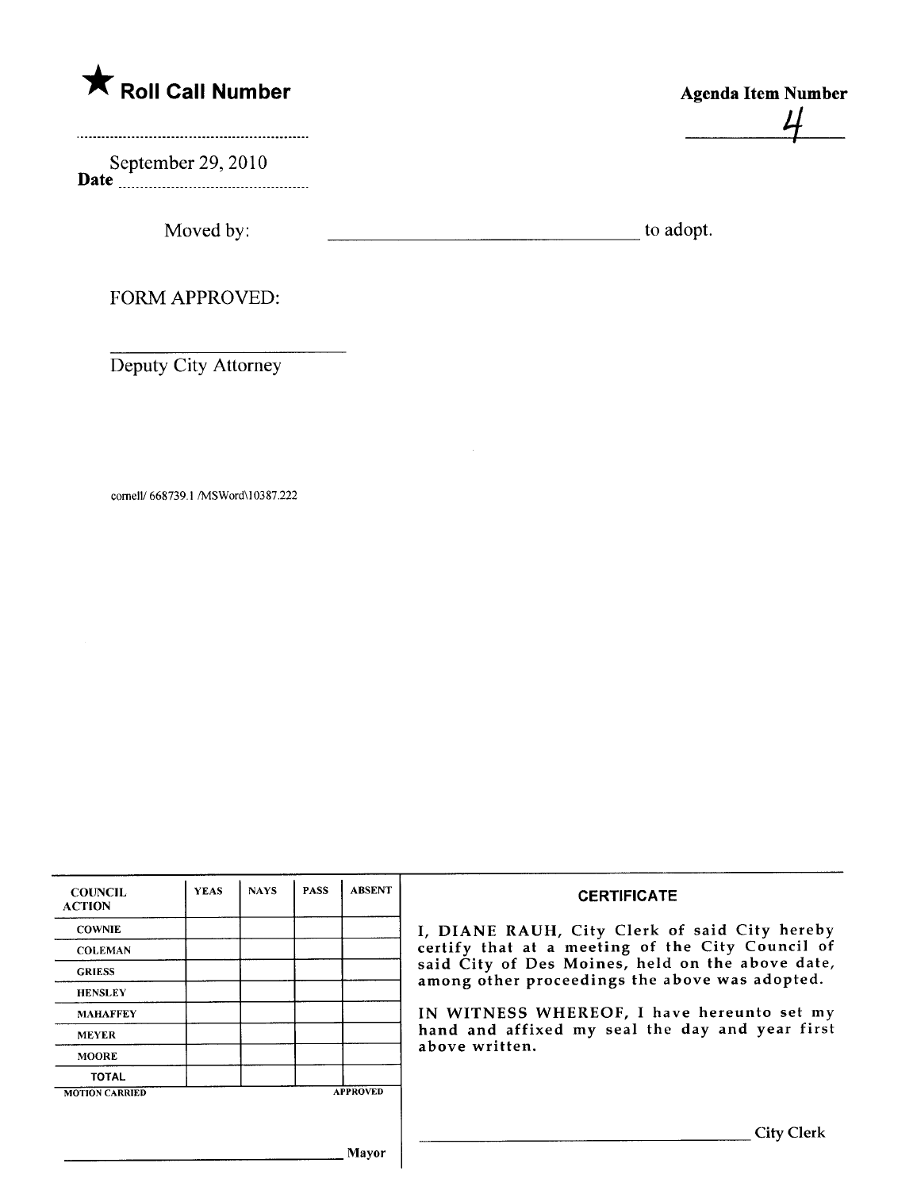★ **Roll Call Number**

**Agenda Item Number**

4

**Date** September 29, 2010

Moved by: ________________________________ to adopt.

FORM APPROVED:

________________________
Deputy City Attorney

cornell/ 668739.1 /MSWord\10387.222

| COUNCIL ACTION | YEAS | NAYS | PASS | ABSENT |
|---|---|---|---|---|
| COWNIE | | | | |
| COLEMAN | | | | |
| GRIESS | | | | |
| HENSLEY | | | | |
| MAHAFFEY | | | | |
| MEYER | | | | |
| MOORE | | | | |
| TOTAL | | | | |

MOTION CARRIED APPROVED

________________________________ Mayor

**CERTIFICATE**

I, DIANE RAUH, City Clerk of said City hereby certify that at a meeting of the City Council of said City of Des Moines, held on the above date, among other proceedings the above was adopted.

IN WITNESS WHEREOF, I have hereunto set my hand and affixed my seal the day and year first above written.

________________________________ City Clerk